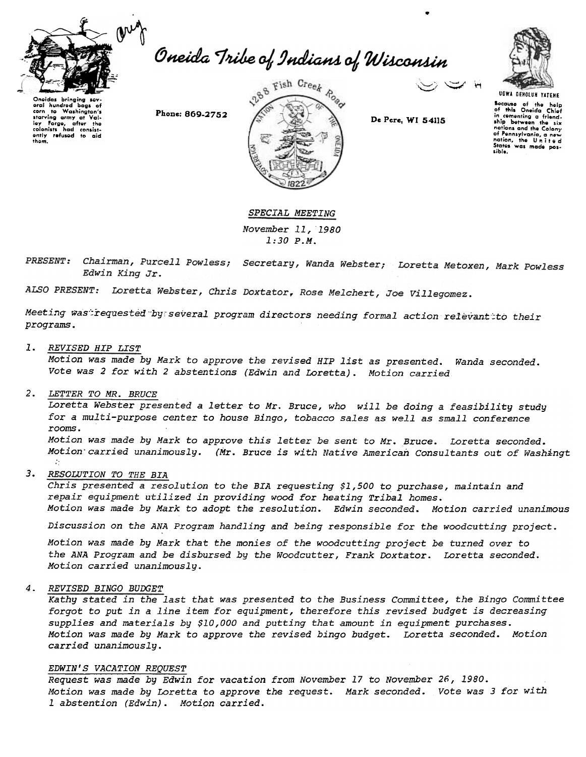Orig

# Oneida Tribe of Indians of Wisconsin

Oneidas bringing several hundred bags of corn to Washington's starving army at Valley Forge, after the colonists had consistently refused to aid them.

Phone: 869-2752

1288 Fish Creek Road

De Pere, WI 54115

UGWA DEHOLUH YATEHE

Because of the help of this Oneida Chief in cementing a friendship between the six nations and the Colony of Pennsylvania, a new nation, the United States was made possible.

*SPECIAL MEETING*

*November 11, 1980*
*1:30 P.M.*

*PRESENT: Chairman, Purcell Powless; Secretary, Wanda Webster; Loretta Metoxen, Mark Powless Edwin King Jr.*

*ALSO PRESENT: Loretta Webster, Chris Doxtator, Rose Melchert, Joe Villegomez.*

*Meeting was requested by several program directors needing formal action relevant to their programs.*

1. *REVISED HIP LIST*
   *Motion was made by Mark to approve the revised HIP list as presented. Wanda seconded. Vote was 2 for with 2 abstentions (Edwin and Loretta). Motion carried*

2. *LETTER TO MR. BRUCE*
   *Loretta Webster presented a letter to Mr. Bruce, who will be doing a feasibility study for a multi-purpose center to house Bingo, tobacco sales as well as small conference rooms.*
   *Motion was made by Mark to approve this letter be sent to Mr. Bruce. Loretta seconded. Motion carried unanimously. (Mr. Bruce is with Native American Consultants out of Washingt*

3. *RESOLUTION TO THE BIA*
   *Chris presented a resolution to the BIA requesting $1,500 to purchase, maintain and repair equipment utilized in providing wood for heating Tribal homes.*
   *Motion was made by Mark to adopt the resolution. Edwin seconded. Motion carried unanimous*

   *Discussion on the ANA Program handling and being responsible for the woodcutting project.*

   *Motion was made by Mark that the monies of the woodcutting project be turned over to the ANA Program and be disbursed by the Woodcutter, Frank Doxtator. Loretta seconded. Motion carried unanimously.*

4. *REVISED BINGO BUDGET*
   *Kathy stated in the last that was presented to the Business Committee, the Bingo Committee forgot to put in a line item for equipment, therefore this revised budget is decreasing supplies and materials by $10,000 and putting that amount in equipment purchases.*
   *Motion was made by Mark to approve the revised bingo budget. Loretta seconded. Motion carried unanimously.*

   *EDWIN'S VACATION REQUEST*
   *Request was made by Edwin for vacation from November 17 to November 26, 1980.*
   *Motion was made by Loretta to approve the request. Mark seconded. Vote was 3 for with 1 abstention (Edwin). Motion carried.*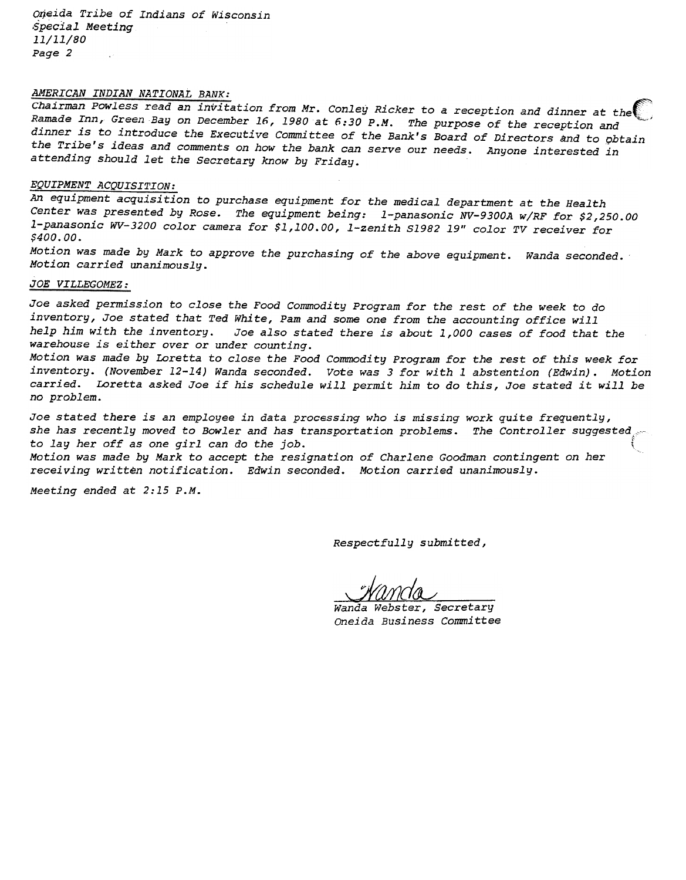Oneida Tribe of Indians of Wisconsin
Special Meeting
11/11/80
Page 2

*AMERICAN INDIAN NATIONAL BANK:*

*Chairman Powless read an invitation from Mr. Conley Ricker to a reception and dinner at the Ramade Inn, Green Bay on December 16, 1980 at 6:30 P.M. The purpose of the reception and dinner is to introduce the Executive Committee of the Bank's Board of Directors and to obtain the Tribe's ideas and comments on how the bank can serve our needs. Anyone interested in attending should let the Secretary know by Friday.*

*EQUIPMENT ACQUISITION:*

*An equipment acquisition to purchase equipment for the medical department at the Health Center was presented by Rose. The equipment being: 1-panasonic NV-9300A w/RF for $2,250.00 1-panasonic WV-3200 color camera for $1,100.00, 1-zenith S1982 19" color TV receiver for $400.00.*

*Motion was made by Mark to approve the purchasing of the above equipment. Wanda seconded. Motion carried unanimously.*

*JOE VILLEGOMEZ:*

*Joe asked permission to close the Food Commodity Program for the rest of the week to do inventory, Joe stated that Ted White, Pam and some one from the accounting office will help him with the inventory. Joe also stated there is about 1,000 cases of food that the warehouse is either over or under counting.*

*Motion was made by Loretta to close the Food Commodity Program for the rest of this week for inventory. (November 12-14) Wanda seconded. Vote was 3 for with 1 abstention (Edwin). Motion carried. Loretta asked Joe if his schedule will permit him to do this, Joe stated it will be no problem.*

*Joe stated there is an employee in data processing who is missing work quite frequently, she has recently moved to Bowler and has transportation problems. The Controller suggested to lay her off as one girl can do the job.*

*Motion was made by Mark to accept the resignation of Charlene Goodman contingent on her receiving written notification. Edwin seconded. Motion carried unanimously.*

*Meeting ended at 2:15 P.M.*

*Respectfully submitted,*

*Wanda*

*Wanda Webster, Secretary*
*Oneida Business Committee*